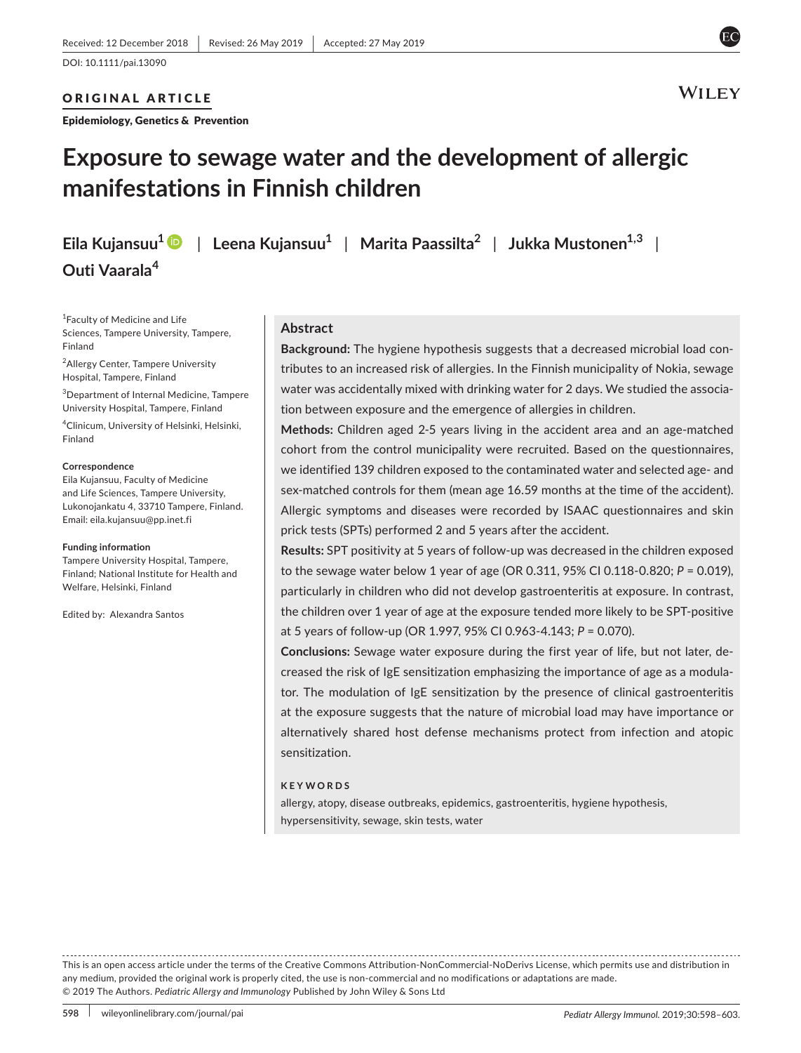Received: 12 December 2018 | Revised: 26 May 2019 | Accepted: 27 May 2019

DOI: 10.1111/pai.13090

ORIGINAL ARTICLE

Epidemiology, Genetics & Prevention

# Exposure to sewage water and the development of allergic manifestations in Finnish children

**Eila Kujansuu[1] | Leena Kujansuu[1] | Marita Paassilta[2] | Jukka Mustonen[1,3] | Outi Vaarala[4]**

[1]Faculty of Medicine and Life Sciences, Tampere University, Tampere, Finland

[2]Allergy Center, Tampere University Hospital, Tampere, Finland

[3]Department of Internal Medicine, Tampere University Hospital, Tampere, Finland

[4]Clinicum, University of Helsinki, Helsinki, Finland

**Correspondence**
Eila Kujansuu, Faculty of Medicine and Life Sciences, Tampere University, Lukonojankatu 4, 33710 Tampere, Finland.
Email: eila.kujansuu@pp.inet.fi

**Funding information**
Tampere University Hospital, Tampere, Finland; National Institute for Health and Welfare, Helsinki, Finland

Edited by: Alexandra Santos

## Abstract

**Background:** The hygiene hypothesis suggests that a decreased microbial load contributes to an increased risk of allergies. In the Finnish municipality of Nokia, sewage water was accidentally mixed with drinking water for 2 days. We studied the association between exposure and the emergence of allergies in children.

**Methods:** Children aged 2-5 years living in the accident area and an age-matched cohort from the control municipality were recruited. Based on the questionnaires, we identified 139 children exposed to the contaminated water and selected age- and sex-matched controls for them (mean age 16.59 months at the time of the accident). Allergic symptoms and diseases were recorded by ISAAC questionnaires and skin prick tests (SPTs) performed 2 and 5 years after the accident.

**Results:** SPT positivity at 5 years of follow-up was decreased in the children exposed to the sewage water below 1 year of age (OR 0.311, 95% CI 0.118-0.820; $P = 0.019$), particularly in children who did not develop gastroenteritis at exposure. In contrast, the children over 1 year of age at the exposure tended more likely to be SPT-positive at 5 years of follow-up (OR 1.997, 95% CI 0.963-4.143; $P = 0.070$).

**Conclusions:** Sewage water exposure during the first year of life, but not later, decreased the risk of IgE sensitization emphasizing the importance of age as a modulator. The modulation of IgE sensitization by the presence of clinical gastroenteritis at the exposure suggests that the nature of microbial load may have importance or alternatively shared host defense mechanisms protect from infection and atopic sensitization.

**KEYWORDS**

allergy, atopy, disease outbreaks, epidemics, gastroenteritis, hygiene hypothesis, hypersensitivity, sewage, skin tests, water

This is an open access article under the terms of the Creative Commons Attribution-NonCommercial-NoDerivs License, which permits use and distribution in any medium, provided the original work is properly cited, the use is non-commercial and no modifications or adaptations are made.
© 2019 The Authors. *Pediatric Allergy and Immunology* Published by John Wiley & Sons Ltd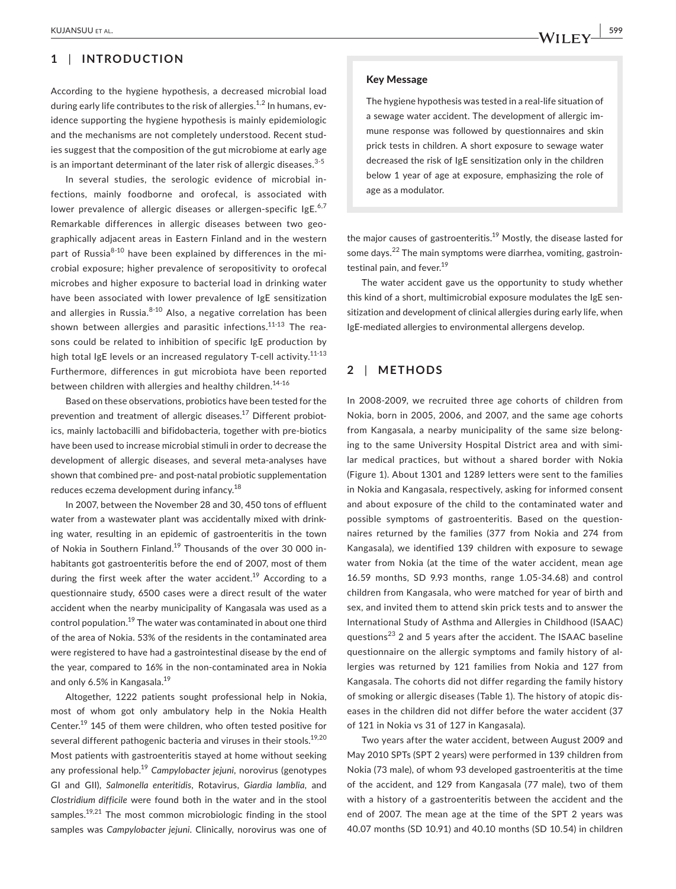## 1 | INTRODUCTION

According to the hygiene hypothesis, a decreased microbial load during early life contributes to the risk of allergies.[1,2] In humans, evidence supporting the hygiene hypothesis is mainly epidemiologic and the mechanisms are not completely understood. Recent studies suggest that the composition of the gut microbiome at early age is an important determinant of the later risk of allergic diseases.[3-5]

In several studies, the serologic evidence of microbial infections, mainly foodborne and orofecal, is associated with lower prevalence of allergic diseases or allergen-specific IgE.[6,7] Remarkable differences in allergic diseases between two geographically adjacent areas in Eastern Finland and in the western part of Russia[8-10] have been explained by differences in the microbial exposure; higher prevalence of seropositivity to orofecal microbes and higher exposure to bacterial load in drinking water have been associated with lower prevalence of IgE sensitization and allergies in Russia.[8-10] Also, a negative correlation has been shown between allergies and parasitic infections.[11-13] The reasons could be related to inhibition of specific IgE production by high total IgE levels or an increased regulatory T-cell activity.[11-13] Furthermore, differences in gut microbiota have been reported between children with allergies and healthy children.[14-16]

Based on these observations, probiotics have been tested for the prevention and treatment of allergic diseases.[17] Different probiotics, mainly lactobacilli and bifidobacteria, together with pre-biotics have been used to increase microbial stimuli in order to decrease the development of allergic diseases, and several meta-analyses have shown that combined pre- and post-natal probiotic supplementation reduces eczema development during infancy.[18]

In 2007, between the November 28 and 30, 450 tons of effluent water from a wastewater plant was accidentally mixed with drinking water, resulting in an epidemic of gastroenteritis in the town of Nokia in Southern Finland.[19] Thousands of the over 30 000 inhabitants got gastroenteritis before the end of 2007, most of them during the first week after the water accident.[19] According to a questionnaire study, 6500 cases were a direct result of the water accident when the nearby municipality of Kangasala was used as a control population.[19] The water was contaminated in about one third of the area of Nokia. 53% of the residents in the contaminated area were registered to have had a gastrointestinal disease by the end of the year, compared to 16% in the non-contaminated area in Nokia and only 6.5% in Kangasala.[19]

Altogether, 1222 patients sought professional help in Nokia, most of whom got only ambulatory help in the Nokia Health Center.[19] 145 of them were children, who often tested positive for several different pathogenic bacteria and viruses in their stools.[19,20] Most patients with gastroenteritis stayed at home without seeking any professional help.[19] *Campylobacter jejuni*, norovirus (genotypes GI and GII), *Salmonella enteritidis*, Rotavirus, *Giardia lamblia*, and *Clostridium difficile* were found both in the water and in the stool samples.[19,21] The most common microbiologic finding in the stool samples was *Campylobacter jejuni*. Clinically, norovirus was one of the major causes of gastroenteritis.[19] Mostly, the disease lasted for some days.[22] The main symptoms were diarrhea, vomiting, gastrointestinal pain, and fever.[19]

The water accident gave us the opportunity to study whether this kind of a short, multimicrobial exposure modulates the IgE sensitization and development of clinical allergies during early life, when IgE-mediated allergies to environmental allergens develop.

> **Key Message**
>
> The hygiene hypothesis was tested in a real-life situation of a sewage water accident. The development of allergic immune response was followed by questionnaires and skin prick tests in children. A short exposure to sewage water decreased the risk of IgE sensitization only in the children below 1 year of age at exposure, emphasizing the role of age as a modulator.

## 2 | METHODS

In 2008-2009, we recruited three age cohorts of children from Nokia, born in 2005, 2006, and 2007, and the same age cohorts from Kangasala, a nearby municipality of the same size belonging to the same University Hospital District area and with similar medical practices, but without a shared border with Nokia (Figure 1). About 1301 and 1289 letters were sent to the families in Nokia and Kangasala, respectively, asking for informed consent and about exposure of the child to the contaminated water and possible symptoms of gastroenteritis. Based on the questionnaires returned by the families (377 from Nokia and 274 from Kangasala), we identified 139 children with exposure to sewage water from Nokia (at the time of the water accident, mean age 16.59 months, SD 9.93 months, range 1.05-34.68) and control children from Kangasala, who were matched for year of birth and sex, and invited them to attend skin prick tests and to answer the International Study of Asthma and Allergies in Childhood (ISAAC) questions[23] 2 and 5 years after the accident. The ISAAC baseline questionnaire on the allergic symptoms and family history of allergies was returned by 121 families from Nokia and 127 from Kangasala. The cohorts did not differ regarding the family history of smoking or allergic diseases (Table 1). The history of atopic diseases in the children did not differ before the water accident (37 of 121 in Nokia vs 31 of 127 in Kangasala).

Two years after the water accident, between August 2009 and May 2010 SPTs (SPT 2 years) were performed in 139 children from Nokia (73 male), of whom 93 developed gastroenteritis at the time of the accident, and 129 from Kangasala (77 male), two of them with a history of a gastroenteritis between the accident and the end of 2007. The mean age at the time of the SPT 2 years was 40.07 months (SD 10.91) and 40.10 months (SD 10.54) in children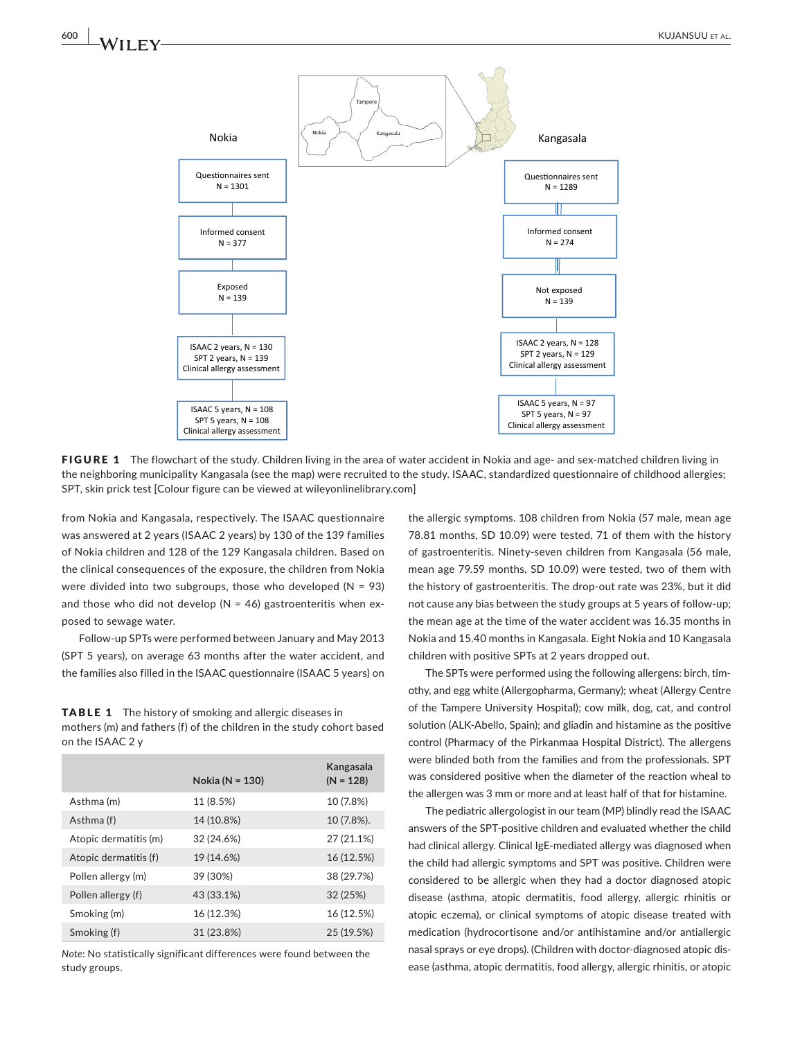Nokia

| Questionnaires sent N = 1301 |
|---|
| Informed consent N = 377 |
| Exposed N = 139 |
| ISAAC 2 years, N = 130; SPT 2 years, N = 139; Clinical allergy assessment |
| ISAAC 5 years, N = 108; SPT 5 years, N = 108; Clinical allergy assessment |

Kangasala

| Questionnaires sent N = 1289 |
|---|
| Informed consent N = 274 |
| Not exposed N = 139 |
| ISAAC 2 years, N = 128; SPT 2 years, N = 129; Clinical allergy assessment |
| ISAAC 5 years, N = 97; SPT 5 years, N = 97; Clinical allergy assessment |

**FIGURE 1** The flowchart of the study. Children living in the area of water accident in Nokia and age- and sex-matched children living in the neighboring municipality Kangasala (see the map) were recruited to the study. ISAAC, standardized questionnaire of childhood allergies; SPT, skin prick test [Colour figure can be viewed at wileyonlinelibrary.com]

from Nokia and Kangasala, respectively. The ISAAC questionnaire was answered at 2 years (ISAAC 2 years) by 130 of the 139 families of Nokia children and 128 of the 129 Kangasala children. Based on the clinical consequences of the exposure, the children from Nokia were divided into two subgroups, those who developed (N = 93) and those who did not develop (N = 46) gastroenteritis when exposed to sewage water.

Follow-up SPTs were performed between January and May 2013 (SPT 5 years), on average 63 months after the water accident, and the families also filled in the ISAAC questionnaire (ISAAC 5 years) on the allergic symptoms. 108 children from Nokia (57 male, mean age 78.81 months, SD 10.09) were tested, 71 of them with the history of gastroenteritis. Ninety-seven children from Kangasala (56 male, mean age 79.59 months, SD 10.09) were tested, two of them with the history of gastroenteritis. The drop-out rate was 23%, but it did not cause any bias between the study groups at 5 years of follow-up; the mean age at the time of the water accident was 16.35 months in Nokia and 15.40 months in Kangasala. Eight Nokia and 10 Kangasala children with positive SPTs at 2 years dropped out.

**TABLE 1** The history of smoking and allergic diseases in mothers (m) and fathers (f) of the children in the study cohort based on the ISAAC 2 y

| | Nokia (N = 130) | Kangasala (N = 128) |
|---|---|---|
| Asthma (m) | 11 (8.5%) | 10 (7.8%) |
| Asthma (f) | 14 (10.8%) | 10 (7.8%). |
| Atopic dermatitis (m) | 32 (24.6%) | 27 (21.1%) |
| Atopic dermatitis (f) | 19 (14.6%) | 16 (12.5%) |
| Pollen allergy (m) | 39 (30%) | 38 (29.7%) |
| Pollen allergy (f) | 43 (33.1%) | 32 (25%) |
| Smoking (m) | 16 (12.3%) | 16 (12.5%) |
| Smoking (f) | 31 (23.8%) | 25 (19.5%) |

*Note:* No statistically significant differences were found between the study groups.

The SPTs were performed using the following allergens: birch, timothy, and egg white (Allergopharma, Germany); wheat (Allergy Centre of the Tampere University Hospital); cow milk, dog, cat, and control solution (ALK-Abello, Spain); and gliadin and histamine as the positive control (Pharmacy of the Pirkanmaa Hospital District). The allergens were blinded both from the families and from the professionals. SPT was considered positive when the diameter of the reaction wheal to the allergen was 3 mm or more and at least half of that for histamine.

The pediatric allergologist in our team (MP) blindly read the ISAAC answers of the SPT-positive children and evaluated whether the child had clinical allergy. Clinical IgE-mediated allergy was diagnosed when the child had allergic symptoms and SPT was positive. Children were considered to be allergic when they had a doctor diagnosed atopic disease (asthma, atopic dermatitis, food allergy, allergic rhinitis or atopic eczema), or clinical symptoms of atopic disease treated with medication (hydrocortisone and/or antihistamine and/or antiallergic nasal sprays or eye drops). (Children with doctor-diagnosed atopic disease (asthma, atopic dermatitis, food allergy, allergic rhinitis, or atopic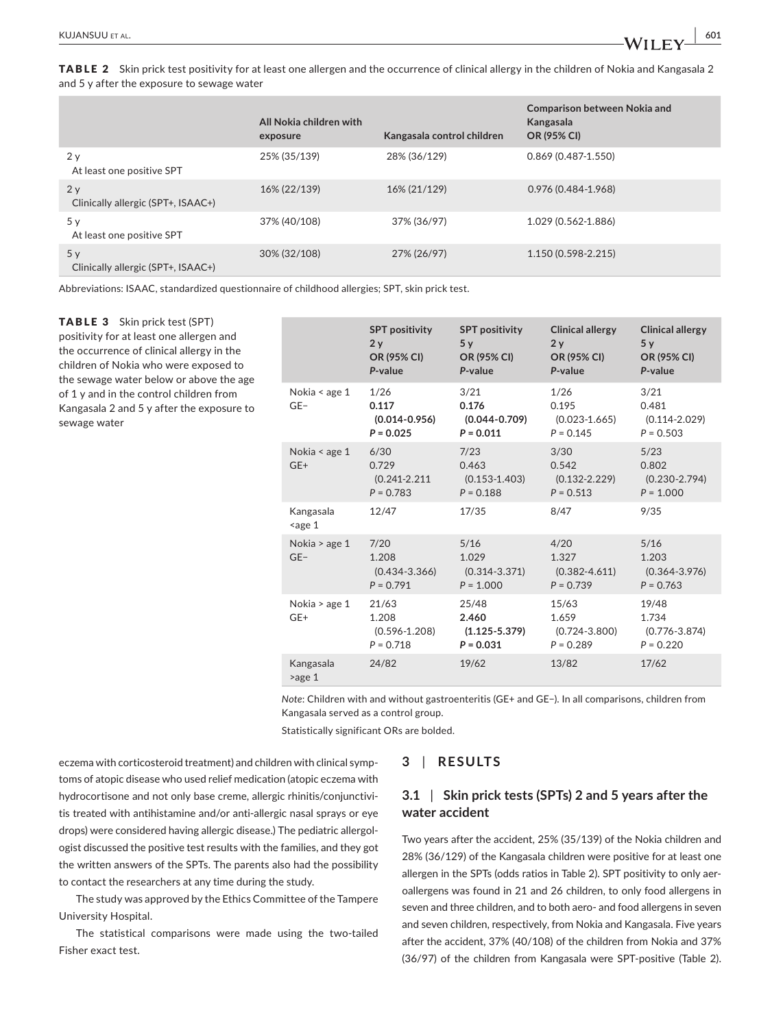**TABLE 2** Skin prick test positivity for at least one allergen and the occurrence of clinical allergy in the children of Nokia and Kangasala 2 and 5 y after the exposure to sewage water

| | All Nokia children with exposure | Kangasala control children | Comparison between Nokia and Kangasala OR (95% CI) |
|---|---|---|---|
| 2 y At least one positive SPT | 25% (35/139) | 28% (36/129) | 0.869 (0.487-1.550) |
| 2 y Clinically allergic (SPT+, ISAAC+) | 16% (22/139) | 16% (21/129) | 0.976 (0.484-1.968) |
| 5 y At least one positive SPT | 37% (40/108) | 37% (36/97) | 1.029 (0.562-1.886) |
| 5 y Clinically allergic (SPT+, ISAAC+) | 30% (32/108) | 27% (26/97) | 1.150 (0.598-2.215) |

Abbreviations: ISAAC, standardized questionnaire of childhood allergies; SPT, skin prick test.

**TABLE 3** Skin prick test (SPT) positivity for at least one allergen and the occurrence of clinical allergy in the children of Nokia who were exposed to the sewage water below or above the age of 1 y and in the control children from Kangasala 2 and 5 y after the exposure to sewage water

| | SPT positivity 2 y OR (95% CI) *P*-value | SPT positivity 5 y OR (95% CI) *P*-value | Clinical allergy 2 y OR (95% CI) *P*-value | Clinical allergy 5 y OR (95% CI) *P*-value |
|---|---|---|---|---|
| Nokia < age 1 GE− | 1/26 **0.117** **(0.014-0.956)** ***P* = 0.025** | 3/21 **0.176** **(0.044-0.709)** ***P* = 0.011** | 1/26 0.195 (0.023-1.665) *P* = 0.145 | 3/21 0.481 (0.114-2.029) *P* = 0.503 |
| Nokia < age 1 GE+ | 6/30 0.729 (0.241-2.211 *P* = 0.783 | 7/23 0.463 (0.153-1.403) *P* = 0.188 | 3/30 0.542 (0.132-2.229) *P* = 0.513 | 5/23 0.802 (0.230-2.794) *P* = 1.000 |
| Kangasala <age 1 | 12/47 | 17/35 | 8/47 | 9/35 |
| Nokia > age 1 GE− | 7/20 1.208 (0.434-3.366) *P* = 0.791 | 5/16 1.029 (0.314-3.371) *P* = 1.000 | 4/20 1.327 (0.382-4.611) *P* = 0.739 | 5/16 1.203 (0.364-3.976) *P* = 0.763 |
| Nokia > age 1 GE+ | 21/63 1.208 (0.596-1.208) *P* = 0.718 | 25/48 **2.460** **(1.125-5.379)** ***P* = 0.031** | 15/63 1.659 (0.724-3.800) *P* = 0.289 | 19/48 1.734 (0.776-3.874) *P* = 0.220 |
| Kangasala >age 1 | 24/82 | 19/62 | 13/82 | 17/62 |

*Note*: Children with and without gastroenteritis (GE+ and GE−). In all comparisons, children from Kangasala served as a control group.

Statistically significant ORs are bolded.

eczema with corticosteroid treatment) and children with clinical symptoms of atopic disease who used relief medication (atopic eczema with hydrocortisone and not only base creme, allergic rhinitis/conjunctivitis treated with antihistamine and/or anti-allergic nasal sprays or eye drops) were considered having allergic disease.) The pediatric allergologist discussed the positive test results with the families, and they got the written answers of the SPTs. The parents also had the possibility to contact the researchers at any time during the study.

The study was approved by the Ethics Committee of the Tampere University Hospital.

The statistical comparisons were made using the two-tailed Fisher exact test.

## 3 | RESULTS

### 3.1 | Skin prick tests (SPTs) 2 and 5 years after the water accident

Two years after the accident, 25% (35/139) of the Nokia children and 28% (36/129) of the Kangasala children were positive for at least one allergen in the SPTs (odds ratios in Table 2). SPT positivity to only aeroallergens was found in 21 and 26 children, to only food allergens in seven and three children, and to both aero- and food allergens in seven and seven children, respectively, from Nokia and Kangasala. Five years after the accident, 37% (40/108) of the children from Nokia and 37% (36/97) of the children from Kangasala were SPT-positive (Table 2).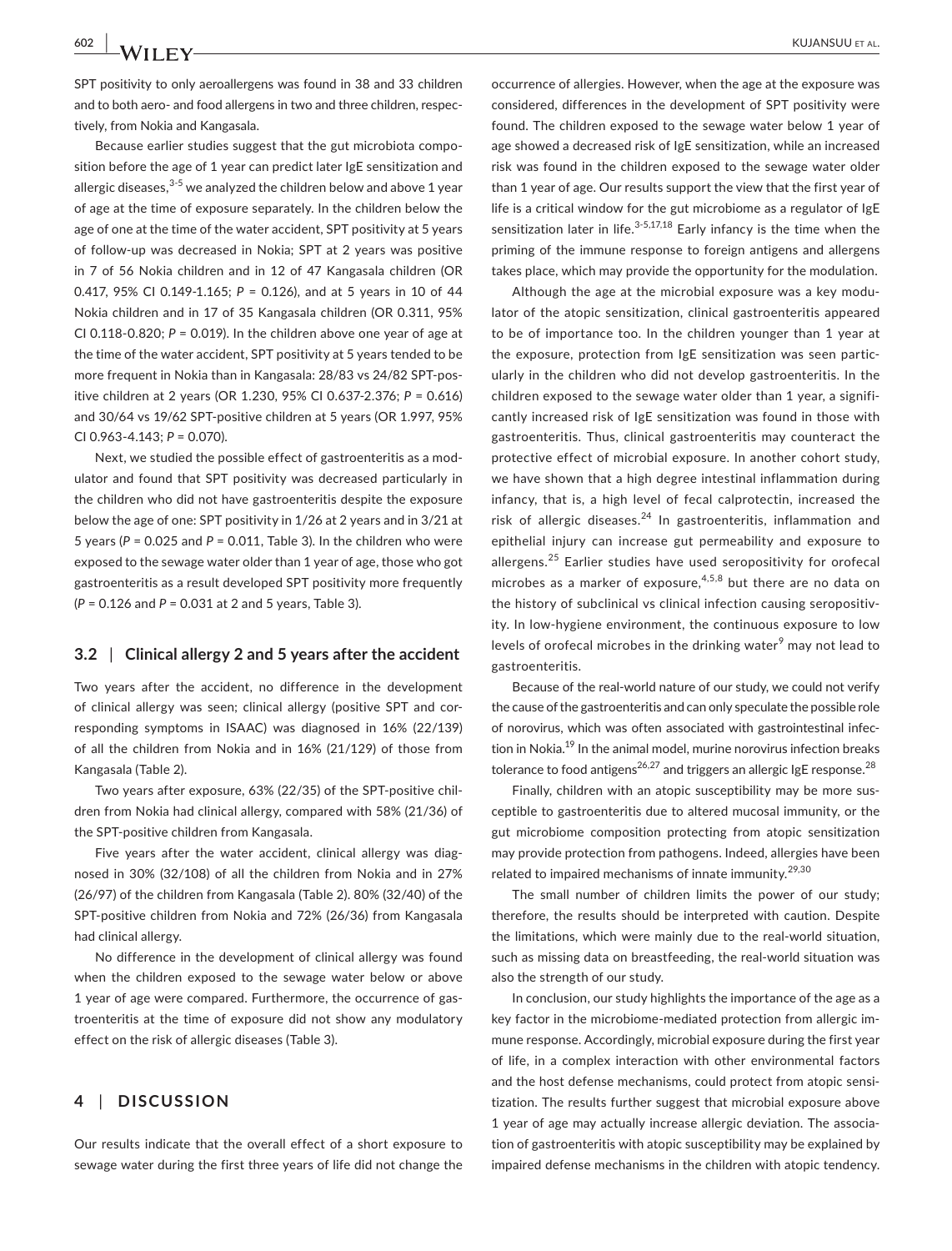SPT positivity to only aeroallergens was found in 38 and 33 children and to both aero- and food allergens in two and three children, respectively, from Nokia and Kangasala.

Because earlier studies suggest that the gut microbiota composition before the age of 1 year can predict later IgE sensitization and allergic diseases,[3-5] we analyzed the children below and above 1 year of age at the time of exposure separately. In the children below the age of one at the time of the water accident, SPT positivity at 5 years of follow-up was decreased in Nokia; SPT at 2 years was positive in 7 of 56 Nokia children and in 12 of 47 Kangasala children (OR 0.417, 95% CI 0.149-1.165; $P = 0.126$), and at 5 years in 10 of 44 Nokia children and in 17 of 35 Kangasala children (OR 0.311, 95% CI 0.118-0.820; $P = 0.019$). In the children above one year of age at the time of the water accident, SPT positivity at 5 years tended to be more frequent in Nokia than in Kangasala: 28/83 vs 24/82 SPT-positive children at 2 years (OR 1.230, 95% CI 0.637-2.376; $P = 0.616$) and 30/64 vs 19/62 SPT-positive children at 5 years (OR 1.997, 95% CI 0.963-4.143; $P = 0.070$).

Next, we studied the possible effect of gastroenteritis as a modulator and found that SPT positivity was decreased particularly in the children who did not have gastroenteritis despite the exposure below the age of one: SPT positivity in 1/26 at 2 years and in 3/21 at 5 years ($P = 0.025$ and $P = 0.011$, Table 3). In the children who were exposed to the sewage water older than 1 year of age, those who got gastroenteritis as a result developed SPT positivity more frequently ($P = 0.126$ and $P = 0.031$ at 2 and 5 years, Table 3).

### 3.2 | Clinical allergy 2 and 5 years after the accident

Two years after the accident, no difference in the development of clinical allergy was seen; clinical allergy (positive SPT and corresponding symptoms in ISAAC) was diagnosed in 16% (22/139) of all the children from Nokia and in 16% (21/129) of those from Kangasala (Table 2).

Two years after exposure, 63% (22/35) of the SPT-positive children from Nokia had clinical allergy, compared with 58% (21/36) of the SPT-positive children from Kangasala.

Five years after the water accident, clinical allergy was diagnosed in 30% (32/108) of all the children from Nokia and in 27% (26/97) of the children from Kangasala (Table 2). 80% (32/40) of the SPT-positive children from Nokia and 72% (26/36) from Kangasala had clinical allergy.

No difference in the development of clinical allergy was found when the children exposed to the sewage water below or above 1 year of age were compared. Furthermore, the occurrence of gastroenteritis at the time of exposure did not show any modulatory effect on the risk of allergic diseases (Table 3).

## 4 | DISCUSSION

Our results indicate that the overall effect of a short exposure to sewage water during the first three years of life did not change the occurrence of allergies. However, when the age at the exposure was considered, differences in the development of SPT positivity were found. The children exposed to the sewage water below 1 year of age showed a decreased risk of IgE sensitization, while an increased risk was found in the children exposed to the sewage water older than 1 year of age. Our results support the view that the first year of life is a critical window for the gut microbiome as a regulator of IgE sensitization later in life.[3-5,17,18] Early infancy is the time when the priming of the immune response to foreign antigens and allergens takes place, which may provide the opportunity for the modulation.

Although the age at the microbial exposure was a key modulator of the atopic sensitization, clinical gastroenteritis appeared to be of importance too. In the children younger than 1 year at the exposure, protection from IgE sensitization was seen particularly in the children who did not develop gastroenteritis. In the children exposed to the sewage water older than 1 year, a significantly increased risk of IgE sensitization was found in those with gastroenteritis. Thus, clinical gastroenteritis may counteract the protective effect of microbial exposure. In another cohort study, we have shown that a high degree intestinal inflammation during infancy, that is, a high level of fecal calprotectin, increased the risk of allergic diseases.[24] In gastroenteritis, inflammation and epithelial injury can increase gut permeability and exposure to allergens.[25] Earlier studies have used seropositivity for orofecal microbes as a marker of exposure,[4,5,8] but there are no data on the history of subclinical vs clinical infection causing seropositivity. In low-hygiene environment, the continuous exposure to low levels of orofecal microbes in the drinking water[9] may not lead to gastroenteritis.

Because of the real-world nature of our study, we could not verify the cause of the gastroenteritis and can only speculate the possible role of norovirus, which was often associated with gastrointestinal infection in Nokia.[19] In the animal model, murine norovirus infection breaks tolerance to food antigens[26,27] and triggers an allergic IgE response.[28]

Finally, children with an atopic susceptibility may be more susceptible to gastroenteritis due to altered mucosal immunity, or the gut microbiome composition protecting from atopic sensitization may provide protection from pathogens. Indeed, allergies have been related to impaired mechanisms of innate immunity.[29,30]

The small number of children limits the power of our study; therefore, the results should be interpreted with caution. Despite the limitations, which were mainly due to the real-world situation, such as missing data on breastfeeding, the real-world situation was also the strength of our study.

In conclusion, our study highlights the importance of the age as a key factor in the microbiome-mediated protection from allergic immune response. Accordingly, microbial exposure during the first year of life, in a complex interaction with other environmental factors and the host defense mechanisms, could protect from atopic sensitization. The results further suggest that microbial exposure above 1 year of age may actually increase allergic deviation. The association of gastroenteritis with atopic susceptibility may be explained by impaired defense mechanisms in the children with atopic tendency.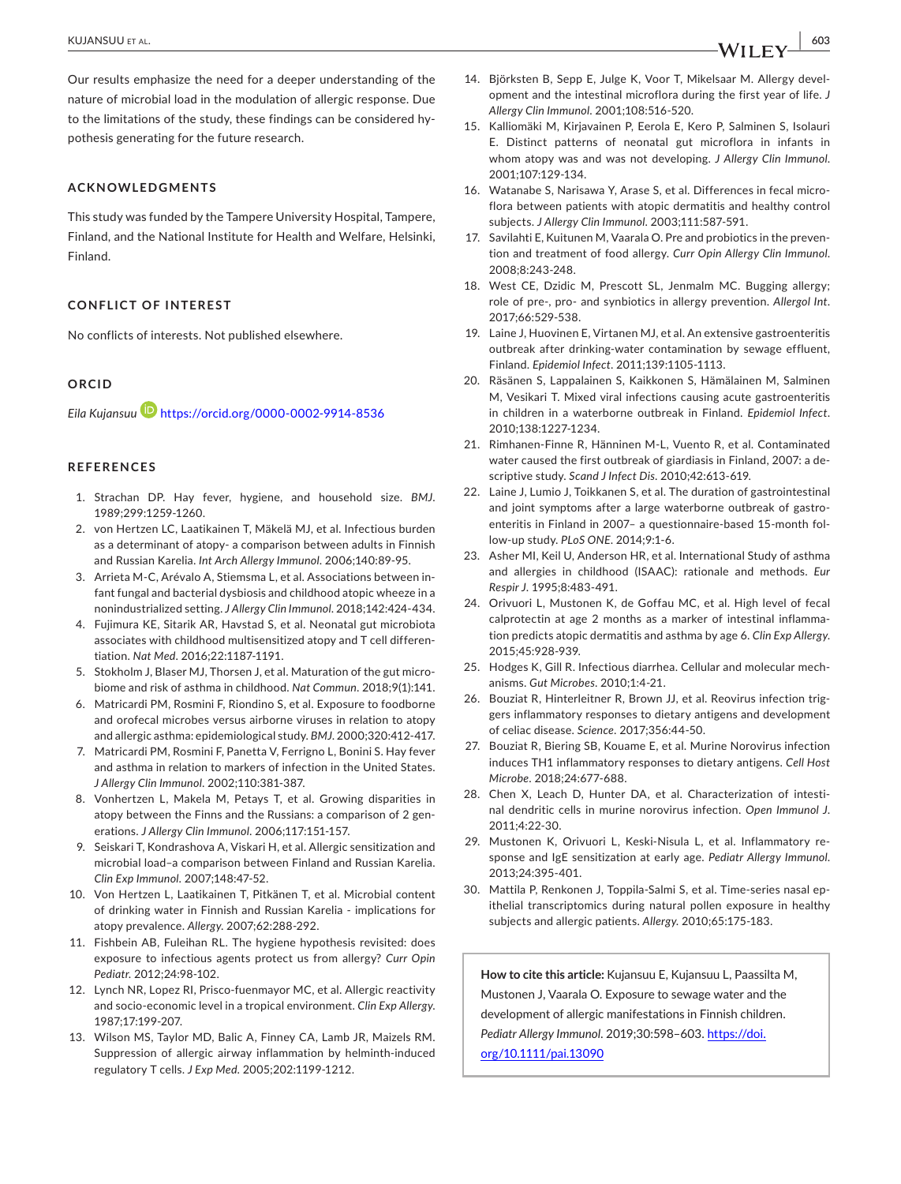Our results emphasize the need for a deeper understanding of the nature of microbial load in the modulation of allergic response. Due to the limitations of the study, these findings can be considered hypothesis generating for the future research.

## ACKNOWLEDGMENTS

This study was funded by the Tampere University Hospital, Tampere, Finland, and the National Institute for Health and Welfare, Helsinki, Finland.

## CONFLICT OF INTEREST

No conflicts of interests. Not published elsewhere.

## ORCID

*Eila Kujansuu* https://orcid.org/0000-0002-9914-8536

## REFERENCES

1. Strachan DP. Hay fever, hygiene, and household size. *BMJ*. 1989;299:1259-1260.
2. von Hertzen LC, Laatikainen T, Mäkelä MJ, et al. Infectious burden as a determinant of atopy- a comparison between adults in Finnish and Russian Karelia. *Int Arch Allergy Immunol*. 2006;140:89-95.
3. Arrieta M-C, Arévalo A, Stiemsma L, et al. Associations between infant fungal and bacterial dysbiosis and childhood atopic wheeze in a nonindustrialized setting. *J Allergy Clin Immunol*. 2018;142:424-434.
4. Fujimura KE, Sitarik AR, Havstad S, et al. Neonatal gut microbiota associates with childhood multisensitized atopy and T cell differentiation. *Nat Med*. 2016;22:1187-1191.
5. Stokholm J, Blaser MJ, Thorsen J, et al. Maturation of the gut microbiome and risk of asthma in childhood. *Nat Commun*. 2018;9(1):141.
6. Matricardi PM, Rosmini F, Riondino S, et al. Exposure to foodborne and orofecal microbes versus airborne viruses in relation to atopy and allergic asthma: epidemiological study. *BMJ*. 2000;320:412-417.
7. Matricardi PM, Rosmini F, Panetta V, Ferrigno L, Bonini S. Hay fever and asthma in relation to markers of infection in the United States. *J Allergy Clin Immunol*. 2002;110:381-387.
8. Vonhertzen L, Makela M, Petays T, et al. Growing disparities in atopy between the Finns and the Russians: a comparison of 2 generations. *J Allergy Clin Immunol*. 2006;117:151-157.
9. Seiskari T, Kondrashova A, Viskari H, et al. Allergic sensitization and microbial load–a comparison between Finland and Russian Karelia. *Clin Exp Immunol*. 2007;148:47-52.
10. Von Hertzen L, Laatikainen T, Pitkänen T, et al. Microbial content of drinking water in Finnish and Russian Karelia - implications for atopy prevalence. *Allergy*. 2007;62:288-292.
11. Fishbein AB, Fuleihan RL. The hygiene hypothesis revisited: does exposure to infectious agents protect us from allergy? *Curr Opin Pediatr*. 2012;24:98-102.
12. Lynch NR, Lopez RI, Prisco-fuenmayor MC, et al. Allergic reactivity and socio-economic level in a tropical environment. *Clin Exp Allergy*. 1987;17:199-207.
13. Wilson MS, Taylor MD, Balic A, Finney CA, Lamb JR, Maizels RM. Suppression of allergic airway inflammation by helminth-induced regulatory T cells. *J Exp Med*. 2005;202:1199-1212.
14. Björksten B, Sepp E, Julge K, Voor T, Mikelsaar M. Allergy development and the intestinal microflora during the first year of life. *J Allergy Clin Immunol*. 2001;108:516-520.
15. Kalliomäki M, Kirjavainen P, Eerola E, Kero P, Salminen S, Isolauri E. Distinct patterns of neonatal gut microflora in infants in whom atopy was and was not developing. *J Allergy Clin Immunol*. 2001;107:129-134.
16. Watanabe S, Narisawa Y, Arase S, et al. Differences in fecal microflora between patients with atopic dermatitis and healthy control subjects. *J Allergy Clin Immunol*. 2003;111:587-591.
17. Savilahti E, Kuitunen M, Vaarala O. Pre and probiotics in the prevention and treatment of food allergy. *Curr Opin Allergy Clin Immunol*. 2008;8:243-248.
18. West CE, Dzidic M, Prescott SL, Jenmalm MC. Bugging allergy; role of pre-, pro- and synbiotics in allergy prevention. *Allergol Int*. 2017;66:529-538.
19. Laine J, Huovinen E, Virtanen MJ, et al. An extensive gastroenteritis outbreak after drinking-water contamination by sewage effluent, Finland. *Epidemiol Infect*. 2011;139:1105-1113.
20. Räsänen S, Lappalainen S, Kaikkonen S, Hämäläinen M, Salminen M, Vesikari T. Mixed viral infections causing acute gastroenteritis in children in a waterborne outbreak in Finland. *Epidemiol Infect*. 2010;138:1227-1234.
21. Rimhanen-Finne R, Hänninen M-L, Vuento R, et al. Contaminated water caused the first outbreak of giardiasis in Finland, 2007: a descriptive study. *Scand J Infect Dis*. 2010;42:613-619.
22. Laine J, Lumio J, Toikkanen S, et al. The duration of gastrointestinal and joint symptoms after a large waterborne outbreak of gastroenteritis in Finland in 2007– a questionnaire-based 15-month follow-up study. *PLoS ONE*. 2014;9:1-6.
23. Asher MI, Keil U, Anderson HR, et al. International Study of asthma and allergies in childhood (ISAAC): rationale and methods. *Eur Respir J*. 1995;8:483-491.
24. Orivuori L, Mustonen K, de Goffau MC, et al. High level of fecal calprotectin at age 2 months as a marker of intestinal inflammation predicts atopic dermatitis and asthma by age 6. *Clin Exp Allergy*. 2015;45:928-939.
25. Hodges K, Gill R. Infectious diarrhea. Cellular and molecular mechanisms. *Gut Microbes*. 2010;1:4-21.
26. Bouziat R, Hinterleitner R, Brown JJ, et al. Reovirus infection triggers inflammatory responses to dietary antigens and development of celiac disease. *Science*. 2017;356:44-50.
27. Bouziat R, Biering SB, Kouame E, et al. Murine Norovirus infection induces TH1 inflammatory responses to dietary antigens. *Cell Host Microbe*. 2018;24:677-688.
28. Chen X, Leach D, Hunter DA, et al. Characterization of intestinal dendritic cells in murine norovirus infection. *Open Immunol J*. 2011;4:22-30.
29. Mustonen K, Orivuori L, Keski-Nisula L, et al. Inflammatory response and IgE sensitization at early age. *Pediatr Allergy Immunol*. 2013;24:395-401.
30. Mattila P, Renkonen J, Toppila-Salmi S, et al. Time-series nasal epithelial transcriptomics during natural pollen exposure in healthy subjects and allergic patients. *Allergy*. 2010;65:175-183.

**How to cite this article:** Kujansuu E, Kujansuu L, Paassilta M, Mustonen J, Vaarala O. Exposure to sewage water and the development of allergic manifestations in Finnish children. *Pediatr Allergy Immunol*. 2019;30:598–603. https://doi.org/10.1111/pai.13090